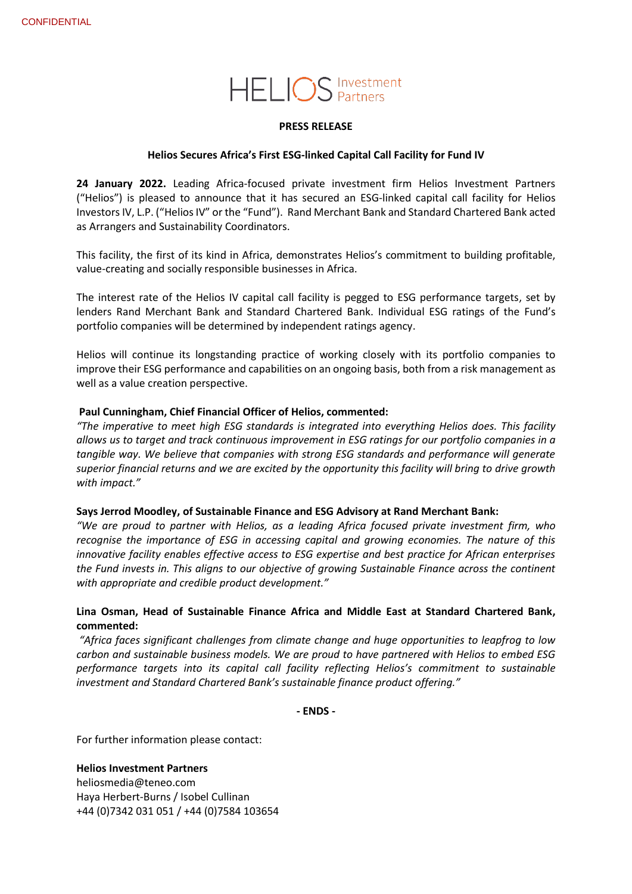CONFIDENTIAL

HELIOS Investment Partners

**PRESS RELEASE**

**Helios Secures Africa's First ESG-linked Capital Call Facility for Fund IV**

**24 January 2022.** Leading Africa-focused private investment firm Helios Investment Partners ("Helios") is pleased to announce that it has secured an ESG-linked capital call facility for Helios Investors IV, L.P. ("Helios IV" or the "Fund"). Rand Merchant Bank and Standard Chartered Bank acted as Arrangers and Sustainability Coordinators.

This facility, the first of its kind in Africa, demonstrates Helios's commitment to building profitable, value-creating and socially responsible businesses in Africa.

The interest rate of the Helios IV capital call facility is pegged to ESG performance targets, set by lenders Rand Merchant Bank and Standard Chartered Bank. Individual ESG ratings of the Fund's portfolio companies will be determined by independent ratings agency.

Helios will continue its longstanding practice of working closely with its portfolio companies to improve their ESG performance and capabilities on an ongoing basis, both from a risk management as well as a value creation perspective.

**Paul Cunningham, Chief Financial Officer of Helios, commented:**

*"The imperative to meet high ESG standards is integrated into everything Helios does. This facility allows us to target and track continuous improvement in ESG ratings for our portfolio companies in a tangible way. We believe that companies with strong ESG standards and performance will generate superior financial returns and we are excited by the opportunity this facility will bring to drive growth with impact."*

**Says Jerrod Moodley, of Sustainable Finance and ESG Advisory at Rand Merchant Bank:**

*"We are proud to partner with Helios, as a leading Africa focused private investment firm, who recognise the importance of ESG in accessing capital and growing economies. The nature of this innovative facility enables effective access to ESG expertise and best practice for African enterprises the Fund invests in. This aligns to our objective of growing Sustainable Finance across the continent with appropriate and credible product development."*

**Lina Osman, Head of Sustainable Finance Africa and Middle East at Standard Chartered Bank, commented:**

*"Africa faces significant challenges from climate change and huge opportunities to leapfrog to low carbon and sustainable business models. We are proud to have partnered with Helios to embed ESG performance targets into its capital call facility reflecting Helios's commitment to sustainable investment and Standard Chartered Bank's sustainable finance product offering."*

**- ENDS -**

For further information please contact:

**Helios Investment Partners**
heliosmedia@teneo.com
Haya Herbert-Burns / Isobel Cullinan
+44 (0)7342 031 051 / +44 (0)7584 103654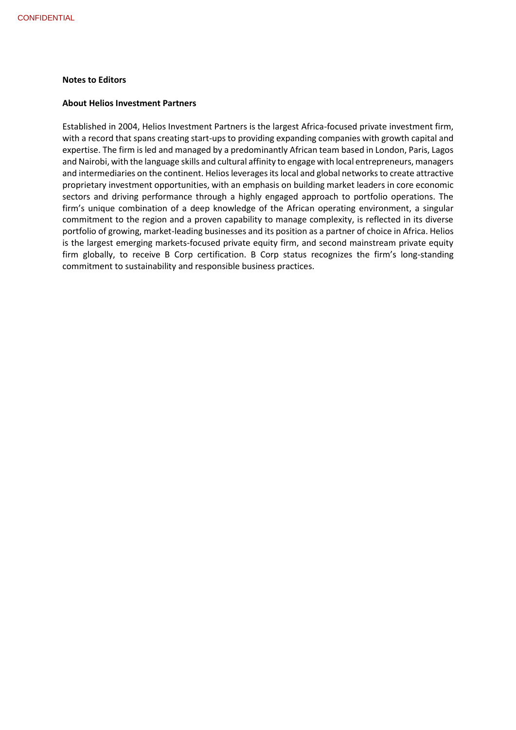**Notes to Editors**

**About Helios Investment Partners**

Established in 2004, Helios Investment Partners is the largest Africa-focused private investment firm, with a record that spans creating start-ups to providing expanding companies with growth capital and expertise. The firm is led and managed by a predominantly African team based in London, Paris, Lagos and Nairobi, with the language skills and cultural affinity to engage with local entrepreneurs, managers and intermediaries on the continent. Helios leverages its local and global networks to create attractive proprietary investment opportunities, with an emphasis on building market leaders in core economic sectors and driving performance through a highly engaged approach to portfolio operations. The firm's unique combination of a deep knowledge of the African operating environment, a singular commitment to the region and a proven capability to manage complexity, is reflected in its diverse portfolio of growing, market-leading businesses and its position as a partner of choice in Africa. Helios is the largest emerging markets-focused private equity firm, and second mainstream private equity firm globally, to receive B Corp certification. B Corp status recognizes the firm's long-standing commitment to sustainability and responsible business practices.